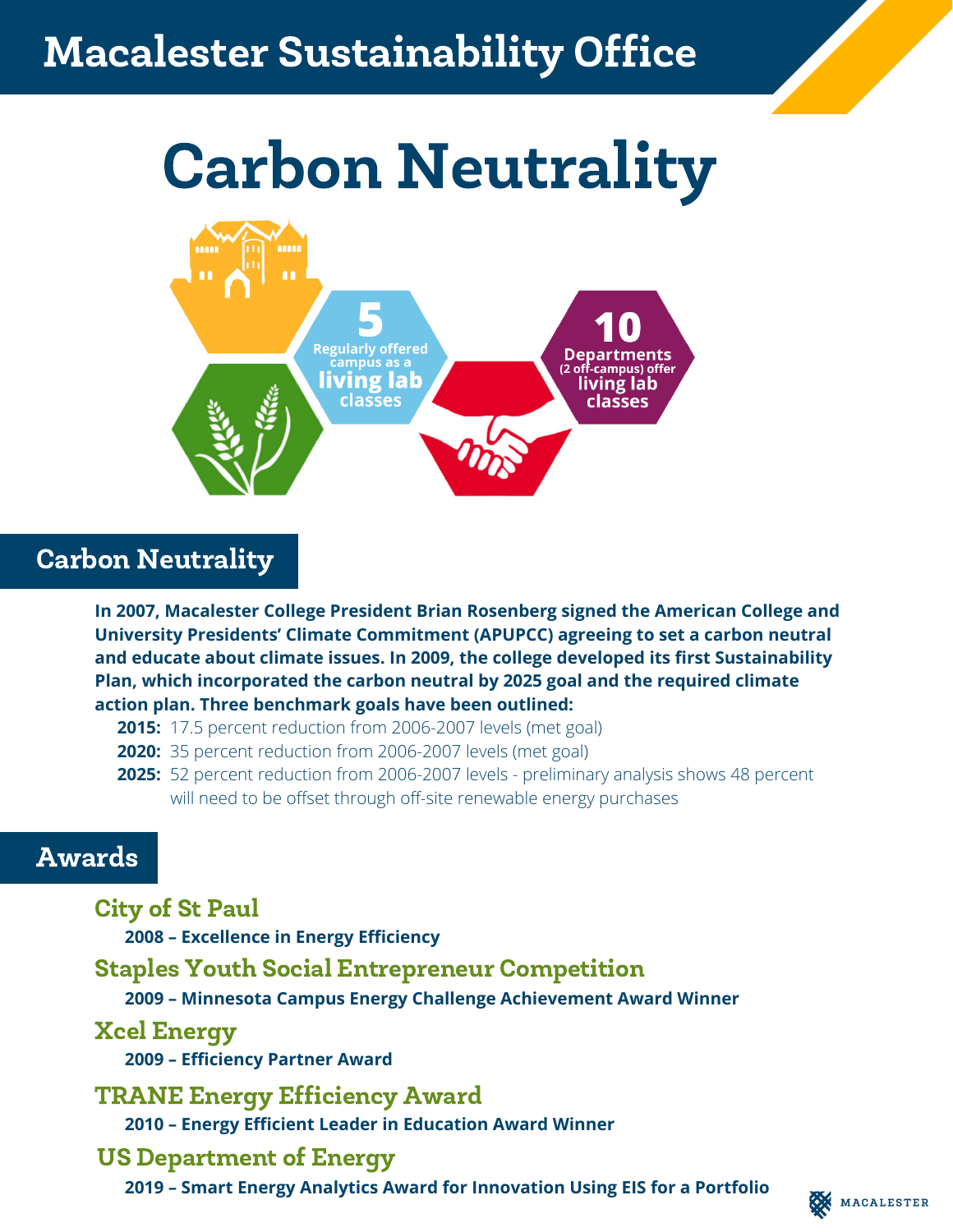# Macalester Sustainability Office

# Carbon Neutrality

5 Regularly offered campus as a living lab classes

10 Departments (2 off-campus) offer living lab classes

## Carbon Neutrality

**In 2007, Macalester College President Brian Rosenberg signed the American College and University Presidents' Climate Commitment (APUPCC) agreeing to set a carbon neutral and educate about climate issues. In 2009, the college developed its first Sustainability Plan, which incorporated the carbon neutral by 2025 goal and the required climate action plan. Three benchmark goals have been outlined:**

- **2015:** 17.5 percent reduction from 2006-2007 levels (met goal)
- **2020:** 35 percent reduction from 2006-2007 levels (met goal)
- **2025:** 52 percent reduction from 2006-2007 levels - preliminary analysis shows 48 percent will need to be offset through off-site renewable energy purchases

## Awards

### City of St Paul

**2008 – Excellence in Energy Efficiency**

### Staples Youth Social Entrepreneur Competition

**2009 – Minnesota Campus Energy Challenge Achievement Award Winner**

### Xcel Energy

**2009 – Efficiency Partner Award**

### TRANE Energy Efficiency Award

**2010 – Energy Efficient Leader in Education Award Winner**

### US Department of Energy

**2019 – Smart Energy Analytics Award for Innovation Using EIS for a Portfolio**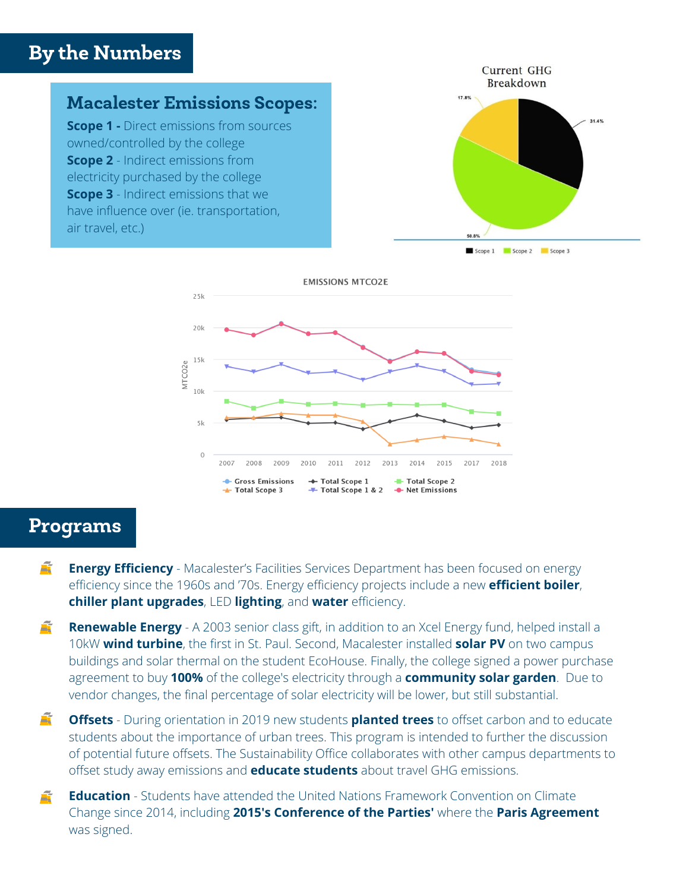# By the Numbers

## Macalester Emissions Scopes:

**Scope 1 -** Direct emissions from sources owned/controlled by the college
**Scope 2** - Indirect emissions from electricity purchased by the college
**Scope 3** - Indirect emissions that we have influence over (ie. transportation, air travel, etc.)

Current GHG Breakdown

17.8%
31.4%
50.8%

Scope 1
Scope 2
Scope 3

EMISSIONS MTCO2E

MTCO2e
25k
20k
15k
10k
5k
0

2007 2008 2009 2010 2011 2012 2013 2014 2015 2017 2018

Gross Emissions
Total Scope 1
Total Scope 2
Total Scope 3
Total Scope 1 & 2
Net Emissions

# Programs

- **Energy Efficiency** - Macalester's Facilities Services Department has been focused on energy efficiency since the 1960s and '70s. Energy efficiency projects include a new **efficient boiler**, **chiller plant upgrades**, LED **lighting**, and **water** efficiency.

- **Renewable Energy** - A 2003 senior class gift, in addition to an Xcel Energy fund, helped install a 10kW **wind turbine**, the first in St. Paul. Second, Macalester installed **solar PV** on two campus buildings and solar thermal on the student EcoHouse. Finally, the college signed a power purchase agreement to buy **100%** of the college's electricity through a **community solar garden**. Due to vendor changes, the final percentage of solar electricity will be lower, but still substantial.

- **Offsets** - During orientation in 2019 new students **planted trees** to offset carbon and to educate students about the importance of urban trees. This program is intended to further the discussion of potential future offsets. The Sustainability Office collaborates with other campus departments to offset study away emissions and **educate students** about travel GHG emissions.

- **Education** - Students have attended the United Nations Framework Convention on Climate Change since 2014, including **2015's Conference of the Parties'** where the **Paris Agreement** was signed.